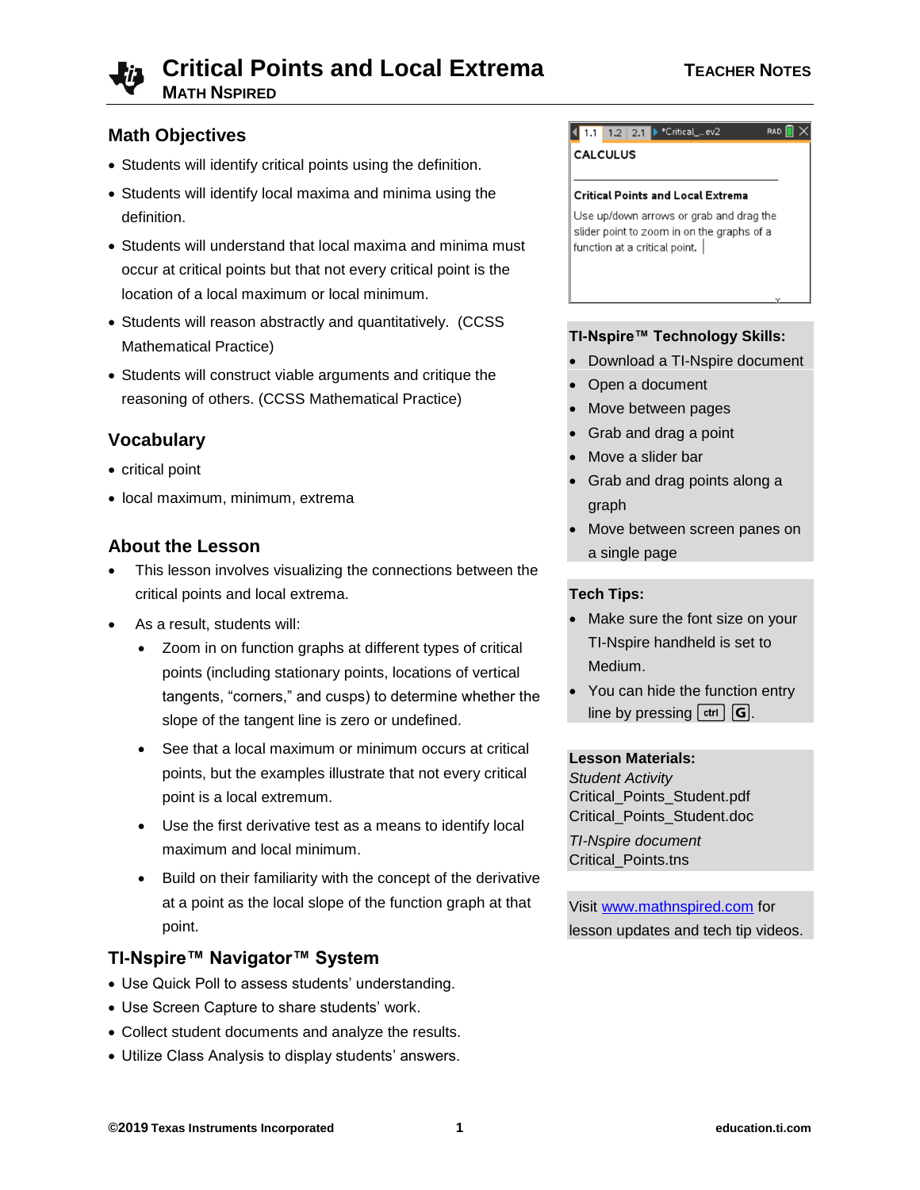# Critical Points and Local Extrema

**MATH NSPIRED**

TEACHER NOTES

## Math Objectives

- Students will identify critical points using the definition.
- Students will identify local maxima and minima using the definition.
- Students will understand that local maxima and minima must occur at critical points but that not every critical point is the location of a local maximum or local minimum.
- Students will reason abstractly and quantitatively. (CCSS Mathematical Practice)
- Students will construct viable arguments and critique the reasoning of others. (CCSS Mathematical Practice)

## Vocabulary

- critical point
- local maximum, minimum, extrema

## About the Lesson

- This lesson involves visualizing the connections between the critical points and local extrema.
- As a result, students will:
  - Zoom in on function graphs at different types of critical points (including stationary points, locations of vertical tangents, "corners," and cusps) to determine whether the slope of the tangent line is zero or undefined.
  - See that a local maximum or minimum occurs at critical points, but the examples illustrate that not every critical point is a local extremum.
  - Use the first derivative test as a means to identify local maximum and local minimum.
  - Build on their familiarity with the concept of the derivative at a point as the local slope of the function graph at that point.

## TI-Nspire™ Navigator™ System

- Use Quick Poll to assess students' understanding.
- Use Screen Capture to share students' work.
- Collect student documents and analyze the results.
- Utilize Class Analysis to display students' answers.

CALCULUS

**Critical Points and Local Extrema**

Use up/down arrows or grab and drag the slider point to zoom in on the graphs of a function at a critical point.

## TI-Nspire™ Technology Skills:

- Download a TI-Nspire document
- Open a document
- Move between pages
- Grab and drag a point
- Move a slider bar
- Grab and drag points along a graph
- Move between screen panes on a single page

## Tech Tips:

- Make sure the font size on your TI-Nspire handheld is set to Medium.
- You can hide the function entry line by pressing ctrl G.

## Lesson Materials:

*Student Activity*
Critical_Points_Student.pdf
Critical_Points_Student.doc

*TI-Nspire document*
Critical_Points.tns

Visit www.mathnspired.com for lesson updates and tech tip videos.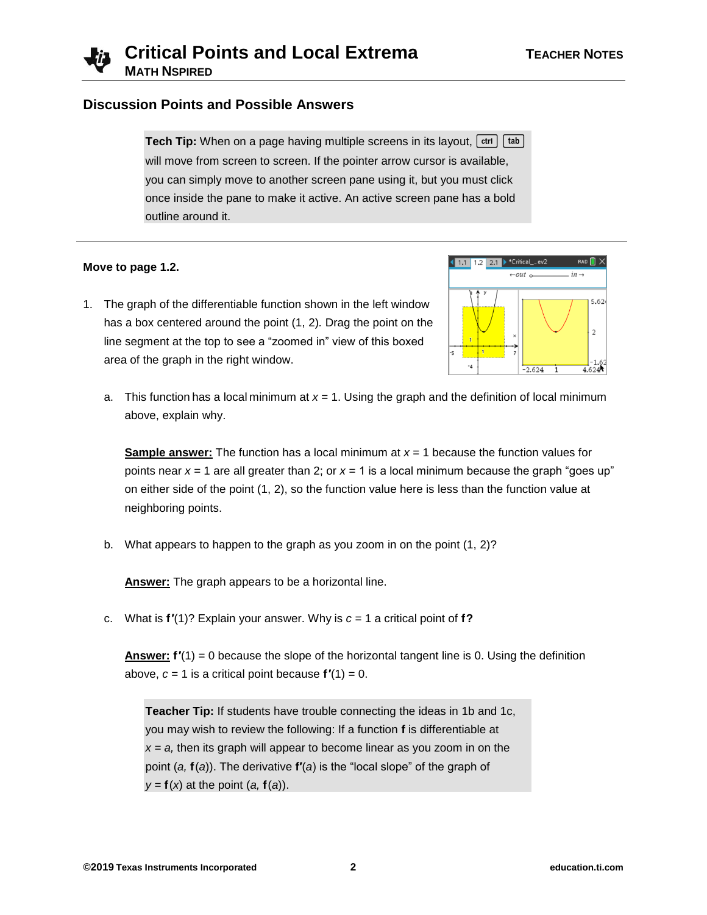## Discussion Points and Possible Answers

> **Tech Tip:** When on a page having multiple screens in its layout, ctrl tab will move from screen to screen. If the pointer arrow cursor is available, you can simply move to another screen pane using it, but you must click once inside the pane to make it active. An active screen pane has a bold outline around it.

---

**Move to page 1.2.**

1. The graph of the differentiable function shown in the left window has a box centered around the point (1, 2). Drag the point on the line segment at the top to see a "zoomed in" view of this boxed area of the graph in the right window.

   a. This function has a local minimum at $x = 1$. Using the graph and the definition of local minimum above, explain why.

   **Sample answer:** The function has a local minimum at $x = 1$ because the function values for points near $x = 1$ are all greater than 2; or $x = 1$ is a local minimum because the graph "goes up" on either side of the point (1, 2), so the function value here is less than the function value at neighboring points.

   b. What appears to happen to the graph as you zoom in on the point (1, 2)?

   **Answer:** The graph appears to be a horizontal line.

   c. What is $\mathbf{f}'(1)$? Explain your answer. Why is $c = 1$ a critical point of **f?**

   **Answer:** $\mathbf{f}'(1) = 0$ because the slope of the horizontal tangent line is 0. Using the definition above, $c = 1$ is a critical point because $\mathbf{f}'(1) = 0$.

> **Teacher Tip:** If students have trouble connecting the ideas in 1b and 1c, you may wish to review the following: If a function **f** is differentiable at $x = a$, then its graph will appear to become linear as you zoom in on the point $(a, \mathbf{f}(a))$. The derivative $\mathbf{f}'(a)$ is the "local slope" of the graph of $y = \mathbf{f}(x)$ at the point $(a, \mathbf{f}(a))$.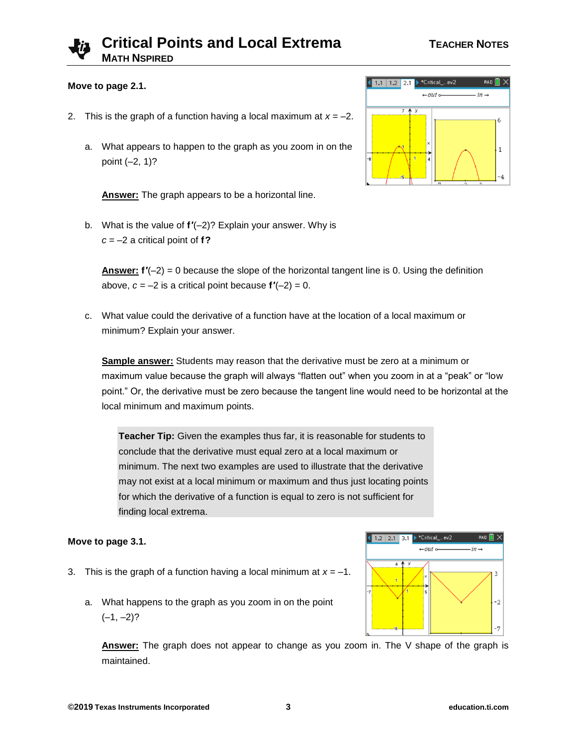**Move to page 2.1.**

2. This is the graph of a function having a local maximum at $x = -2$.

   a. What appears to happen to the graph as you zoom in on the point $(-2, 1)$?

      **Answer:** The graph appears to be a horizontal line.

   b. What is the value of $\mathbf{f}'(-2)$? Explain your answer. Why is $c = -2$ a critical point of **f?**

      **Answer:** $\mathbf{f}'(-2) = 0$ because the slope of the horizontal tangent line is 0. Using the definition above, $c = -2$ is a critical point because $\mathbf{f}'(-2) = 0$.

   c. What value could the derivative of a function have at the location of a local maximum or minimum? Explain your answer.

      **Sample answer:** Students may reason that the derivative must be zero at a minimum or maximum value because the graph will always "flatten out" when you zoom in at a "peak" or "low point." Or, the derivative must be zero because the tangent line would need to be horizontal at the local minimum and maximum points.

> **Teacher Tip:** Given the examples thus far, it is reasonable for students to conclude that the derivative must equal zero at a local maximum or minimum. The next two examples are used to illustrate that the derivative may not exist at a local minimum or maximum and thus just locating points for which the derivative of a function is equal to zero is not sufficient for finding local extrema.

**Move to page 3.1.**

3. This is the graph of a function having a local minimum at $x = -1$.

   a. What happens to the graph as you zoom in on the point $(-1, -2)$?

      **Answer:** The graph does not appear to change as you zoom in. The V shape of the graph is maintained.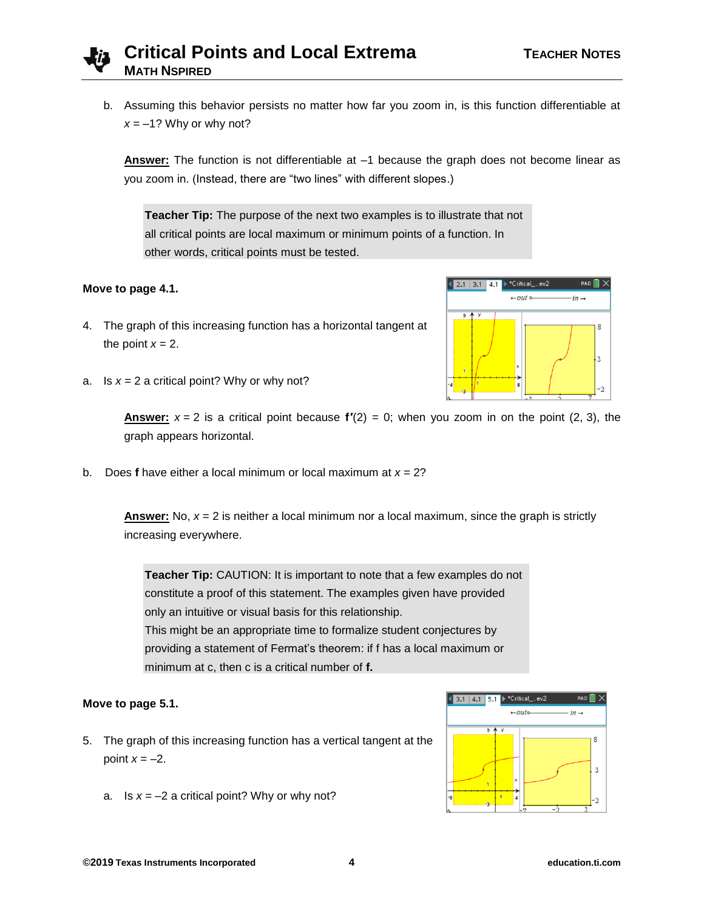b. Assuming this behavior persists no matter how far you zoom in, is this function differentiable at $x = -1$? Why or why not?

**Answer:** The function is not differentiable at –1 because the graph does not become linear as you zoom in. (Instead, there are “two lines” with different slopes.)

> **Teacher Tip:** The purpose of the next two examples is to illustrate that not all critical points are local maximum or minimum points of a function. In other words, critical points must be tested.

**Move to page 4.1.**

4. The graph of this increasing function has a horizontal tangent at the point $x = 2$.

a. Is $x = 2$ a critical point? Why or why not?

**Answer:** $x = 2$ is a critical point because $\mathbf{f}'(2) = 0$; when you zoom in on the point (2, 3), the graph appears horizontal.

b. Does **f** have either a local minimum or local maximum at $x = 2$?

**Answer:** No, $x = 2$ is neither a local minimum nor a local maximum, since the graph is strictly increasing everywhere.

> **Teacher Tip:** CAUTION: It is important to note that a few examples do not constitute a proof of this statement. The examples given have provided only an intuitive or visual basis for this relationship.
> This might be an appropriate time to formalize student conjectures by providing a statement of Fermat’s theorem: if f has a local maximum or minimum at c, then c is a critical number of **f.**

**Move to page 5.1.**

5. The graph of this increasing function has a vertical tangent at the point $x = -2$.

a. Is $x = -2$ a critical point? Why or why not?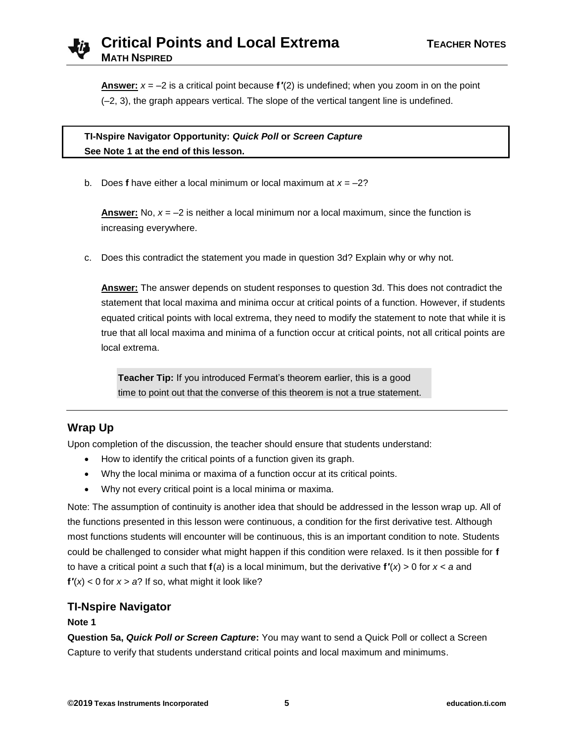**Answer:** $x = -2$ is a critical point because $\mathbf{f}'(2)$ is undefined; when you zoom in on the point $(-2, 3)$, the graph appears vertical. The slope of the vertical tangent line is undefined.

> **TI-Nspire Navigator Opportunity:** ***Quick Poll* or *Screen Capture***
> **See Note 1 at the end of this lesson.**

b. Does **f** have either a local minimum or local maximum at $x = -2$?

**Answer:** No, $x = -2$ is neither a local minimum nor a local maximum, since the function is increasing everywhere.

c. Does this contradict the statement you made in question 3d? Explain why or why not.

**Answer:** The answer depends on student responses to question 3d. This does not contradict the statement that local maxima and minima occur at critical points of a function. However, if students equated critical points with local extrema, they need to modify the statement to note that while it is true that all local maxima and minima of a function occur at critical points, not all critical points are local extrema.

> **Teacher Tip:** If you introduced Fermat's theorem earlier, this is a good time to point out that the converse of this theorem is not a true statement.

## Wrap Up

Upon completion of the discussion, the teacher should ensure that students understand:

- How to identify the critical points of a function given its graph.
- Why the local minima or maxima of a function occur at its critical points.
- Why not every critical point is a local minima or maxima.

Note: The assumption of continuity is another idea that should be addressed in the lesson wrap up. All of the functions presented in this lesson were continuous, a condition for the first derivative test. Although most functions students will encounter will be continuous, this is an important condition to note. Students could be challenged to consider what might happen if this condition were relaxed. Is it then possible for **f** to have a critical point $a$ such that $\mathbf{f}(a)$ is a local minimum, but the derivative $\mathbf{f}'(x) > 0$ for $x < a$ and $\mathbf{f}'(x) < 0$ for $x > a$? If so, what might it look like?

## TI-Nspire Navigator

**Note 1**

**Question 5a, *Quick Poll or Screen Capture*:** You may want to send a Quick Poll or collect a Screen Capture to verify that students understand critical points and local maximum and minimums.